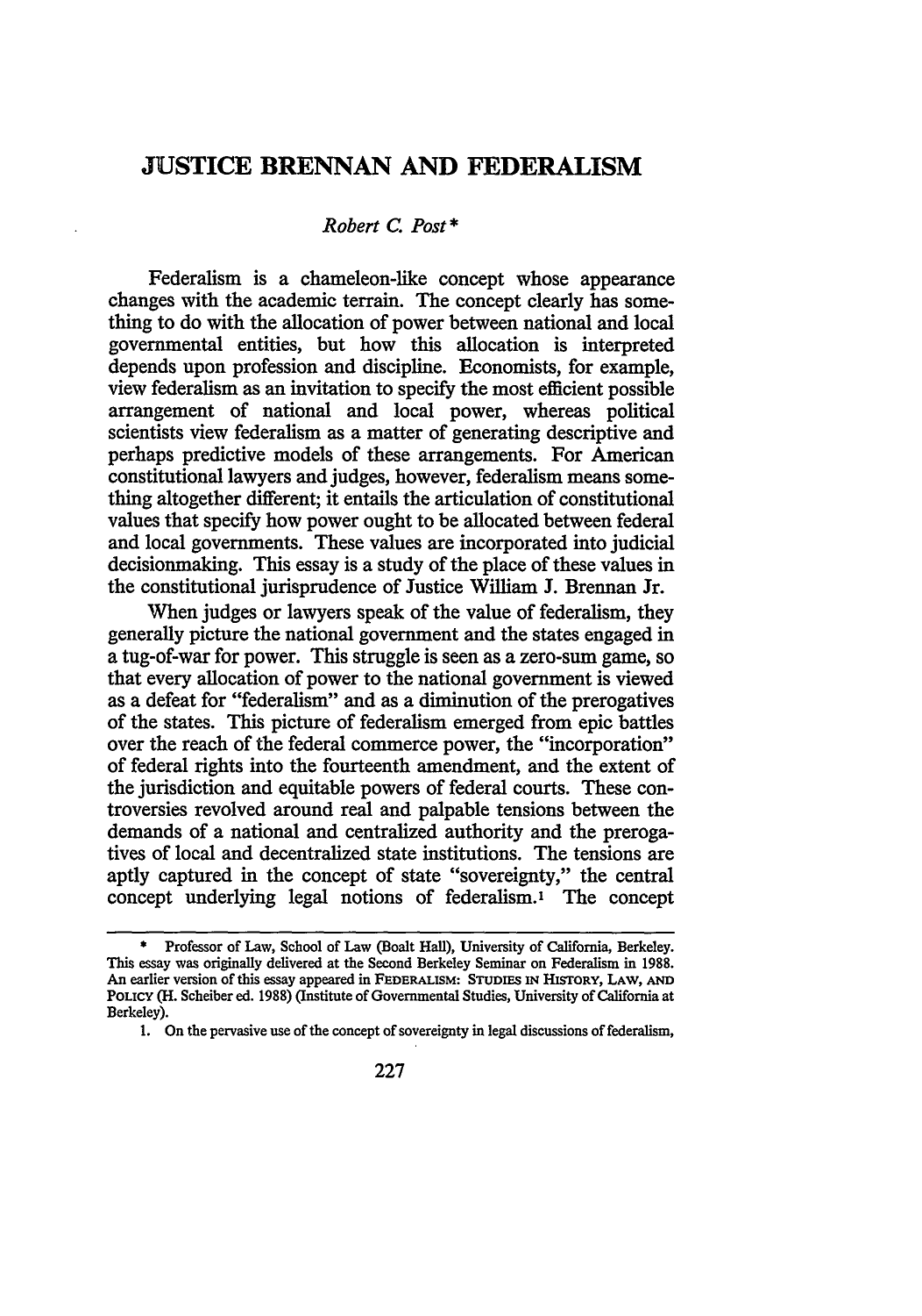# JUSTICE BRENNAN AND FEDERALISM

*Robert C. Post\**

Federalism is a chameleon-like concept whose appearance changes with the academic terrain. The concept clearly has something to do with the allocation of power between national and local governmental entities, but how this allocation is interpreted depends upon profession and discipline. Economists, for example, view federalism as an invitation to specify the most efficient possible arrangement of national and local power, whereas political scientists view federalism as a matter of generating descriptive and perhaps predictive models of these arrangements. For American constitutional lawyers and judges, however, federalism means something altogether different; it entails the articulation of constitutional values that specify how power ought to be allocated between federal and local governments. These values are incorporated into judicial decisionmaking. This essay is a study of the place of these values in the constitutional jurisprudence of Justice William J. Brennan Jr.

When judges or lawyers speak of the value of federalism, they generally picture the national government and the states engaged in a tug-of-war for power. This struggle is seen as a zero-sum game, so that every allocation of power to the national government is viewed as a defeat for "federalism" and as a diminution of the prerogatives of the states. This picture of federalism emerged from epic battles over the reach of the federal commerce power, the "incorporation" of federal rights into the fourteenth amendment, and the extent of the jurisdiction and equitable powers of federal courts. These controversies revolved around real and palpable tensions between the demands of a national and centralized authority and the prerogatives of local and decentralized state institutions. The tensions are aptly captured in the concept of state "sovereignty," the central concept underlying legal notions of federalism.[1] The concept

---

\* Professor of Law, School of Law (Boalt Hall), University of California, Berkeley. This essay was originally delivered at the Second Berkeley Seminar on Federalism in 1988. An earlier version of this essay appeared in FEDERALISM: STUDIES IN HISTORY, LAW, AND POLICY (H. Scheiber ed. 1988) (Institute of Governmental Studies, University of California at Berkeley).

1. On the pervasive use of the concept of sovereignty in legal discussions of federalism,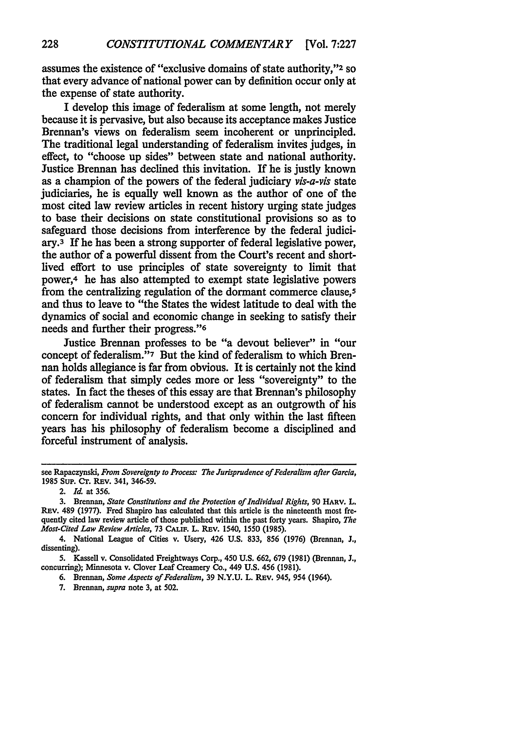assumes the existence of "exclusive domains of state authority,"[2] so that every advance of national power can by definition occur only at the expense of state authority.

I develop this image of federalism at some length, not merely because it is pervasive, but also because its acceptance makes Justice Brennan's views on federalism seem incoherent or unprincipled. The traditional legal understanding of federalism invites judges, in effect, to "choose up sides" between state and national authority. Justice Brennan has declined this invitation. If he is justly known as a champion of the powers of the federal judiciary *vis-a-vis* state judiciaries, he is equally well known as the author of one of the most cited law review articles in recent history urging state judges to base their decisions on state constitutional provisions so as to safeguard those decisions from interference by the federal judiciary.[3] If he has been a strong supporter of federal legislative power, the author of a powerful dissent from the Court's recent and short-lived effort to use principles of state sovereignty to limit that power,[4] he has also attempted to exempt state legislative powers from the centralizing regulation of the dormant commerce clause,[5] and thus to leave to "the States the widest latitude to deal with the dynamics of social and economic change in seeking to satisfy their needs and further their progress."[6]

Justice Brennan professes to be "a devout believer" in "our concept of federalism."[7] But the kind of federalism to which Brennan holds allegiance is far from obvious. It is certainly not the kind of federalism that simply cedes more or less "sovereignty" to the states. In fact the theses of this essay are that Brennan's philosophy of federalism cannot be understood except as an outgrowth of his concern for individual rights, and that only within the last fifteen years has his philosophy of federalism become a disciplined and forceful instrument of analysis.

---

see Rapaczynski, *From Sovereignty to Process: The Jurisprudence of Federalism after Garcia*, 1985 SUP. CT. REV. 341, 346-59.

2. *Id.* at 356.

3. Brennan, *State Constitutions and the Protection of Individual Rights*, 90 HARV. L. REV. 489 (1977). Fred Shapiro has calculated that this article is the nineteenth most frequently cited law review article of those published within the past forty years. Shapiro, *The Most-Cited Law Review Articles*, 73 CALIF. L. REV. 1540, 1550 (1985).

4. National League of Cities v. Usery, 426 U.S. 833, 856 (1976) (Brennan, J., dissenting).

5. Kassell v. Consolidated Freightways Corp., 450 U.S. 662, 679 (1981) (Brennan, J., concurring); Minnesota v. Clover Leaf Creamery Co., 449 U.S. 456 (1981).

6. Brennan, *Some Aspects of Federalism*, 39 N.Y.U. L. REV. 945, 954 (1964).

7. Brennan, *supra* note 3, at 502.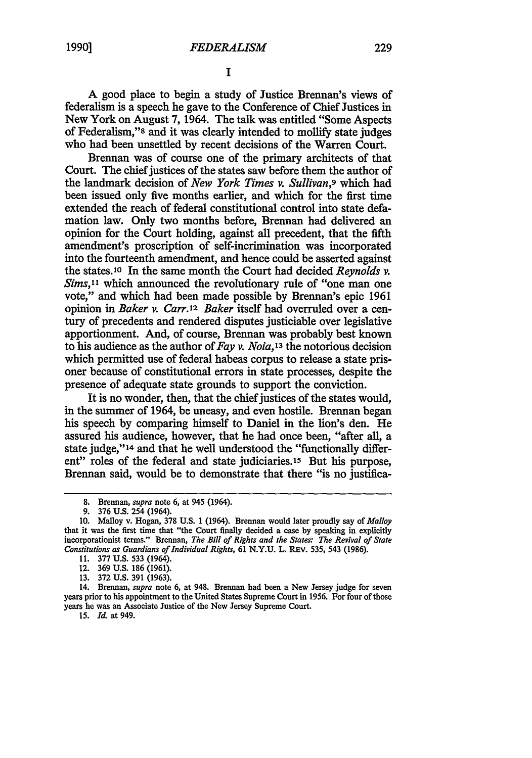# I

A good place to begin a study of Justice Brennan's views of federalism is a speech he gave to the Conference of Chief Justices in New York on August 7, 1964. The talk was entitled "Some Aspects of Federalism,"[8] and it was clearly intended to mollify state judges who had been unsettled by recent decisions of the Warren Court.

Brennan was of course one of the primary architects of that Court. The chief justices of the states saw before them the author of the landmark decision of *New York Times v. Sullivan*,[9] which had been issued only five months earlier, and which for the first time extended the reach of federal constitutional control into state defamation law. Only two months before, Brennan had delivered an opinion for the Court holding, against all precedent, that the fifth amendment's proscription of self-incrimination was incorporated into the fourteenth amendment, and hence could be asserted against the states.[10] In the same month the Court had decided *Reynolds v. Sims*,[11] which announced the revolutionary rule of "one man one vote," and which had been made possible by Brennan's epic 1961 opinion in *Baker v. Carr*.[12] *Baker* itself had overruled over a century of precedents and rendered disputes justiciable over legislative apportionment. And, of course, Brennan was probably best known to his audience as the author of *Fay v. Noia*,[13] the notorious decision which permitted use of federal habeas corpus to release a state prisoner because of constitutional errors in state processes, despite the presence of adequate state grounds to support the conviction.

It is no wonder, then, that the chief justices of the states would, in the summer of 1964, be uneasy, and even hostile. Brennan began his speech by comparing himself to Daniel in the lion's den. He assured his audience, however, that he had once been, "after all, a state judge,"[14] and that he well understood the "functionally different" roles of the federal and state judiciaries.[15] But his purpose, Brennan said, would be to demonstrate that there "is no justifica-

---

8. Brennan, *supra* note 6, at 945 (1964).

9. 376 U.S. 254 (1964).

10. Malloy v. Hogan, 378 U.S. 1 (1964). Brennan would later proudly say of *Malloy* that it was the first time that "the Court finally decided a case by speaking in explicitly incorporationist terms." Brennan, *The Bill of Rights and the States: The Revival of State Constitutions as Guardians of Individual Rights*, 61 N.Y.U. L. REV. 535, 543 (1986).

11. 377 U.S. 533 (1964).

12. 369 U.S. 186 (1961).

13. 372 U.S. 391 (1963).

14. Brennan, *supra* note 6, at 948. Brennan had been a New Jersey judge for seven years prior to his appointment to the United States Supreme Court in 1956. For four of those years he was an Associate Justice of the New Jersey Supreme Court.

15. *Id.* at 949.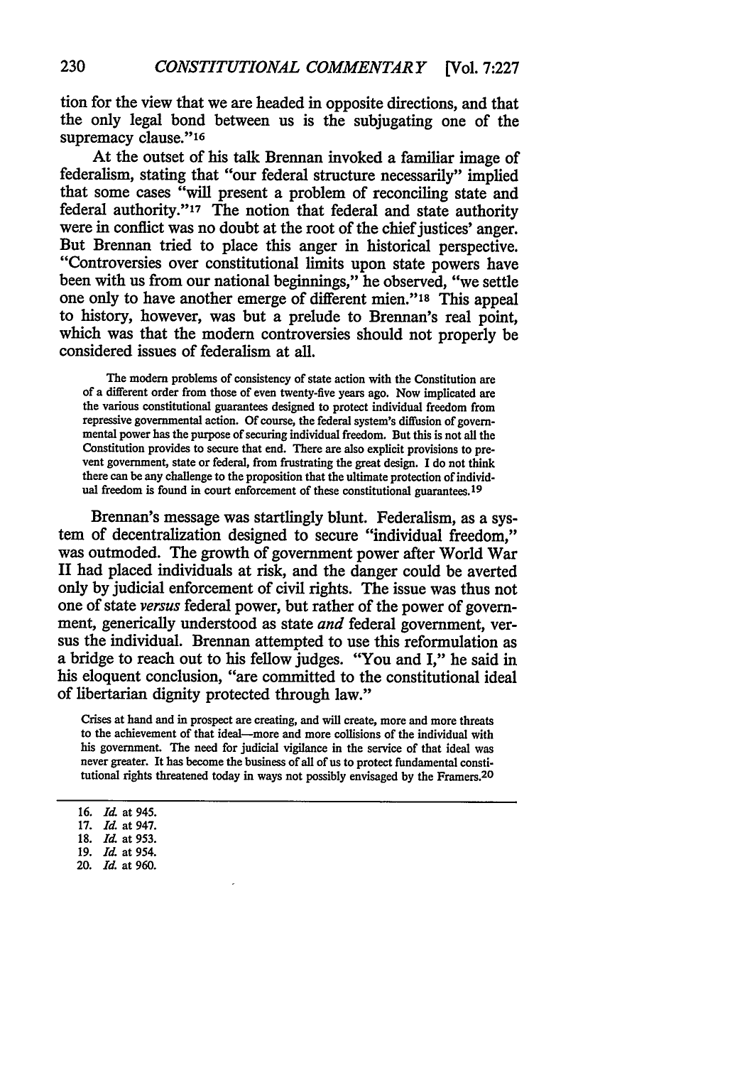tion for the view that we are headed in opposite directions, and that the only legal bond between us is the subjugating one of the supremacy clause."[16]

At the outset of his talk Brennan invoked a familiar image of federalism, stating that "our federal structure necessarily" implied that some cases "will present a problem of reconciling state and federal authority."[17] The notion that federal and state authority were in conflict was no doubt at the root of the chief justices' anger. But Brennan tried to place this anger in historical perspective. "Controversies over constitutional limits upon state powers have been with us from our national beginnings," he observed, "we settle one only to have another emerge of different mien."[18] This appeal to history, however, was but a prelude to Brennan's real point, which was that the modern controversies should not properly be considered issues of federalism at all.

> The modern problems of consistency of state action with the Constitution are of a different order from those of even twenty-five years ago. Now implicated are the various constitutional guarantees designed to protect individual freedom from repressive governmental action. Of course, the federal system's diffusion of governmental power has the purpose of securing individual freedom. But this is not all the Constitution provides to secure that end. There are also explicit provisions to prevent government, state or federal, from frustrating the great design. I do not think there can be any challenge to the proposition that the ultimate protection of individual freedom is found in court enforcement of these constitutional guarantees.[19]

Brennan's message was startlingly blunt. Federalism, as a system of decentralization designed to secure "individual freedom," was outmoded. The growth of government power after World War II had placed individuals at risk, and the danger could be averted only by judicial enforcement of civil rights. The issue was thus not one of state *versus* federal power, but rather of the power of government, generically understood as state *and* federal government, versus the individual. Brennan attempted to use this reformulation as a bridge to reach out to his fellow judges. "You and I," he said in his eloquent conclusion, "are committed to the constitutional ideal of libertarian dignity protected through law."

> Crises at hand and in prospect are creating, and will create, more and more threats to the achievement of that ideal—more and more collisions of the individual with his government. The need for judicial vigilance in the service of that ideal was never greater. It has become the business of all of us to protect fundamental constitutional rights threatened today in ways not possibly envisaged by the Framers.[20]

---

16. *Id.* at 945.
17. *Id.* at 947.
18. *Id.* at 953.
19. *Id.* at 954.
20. *Id.* at 960.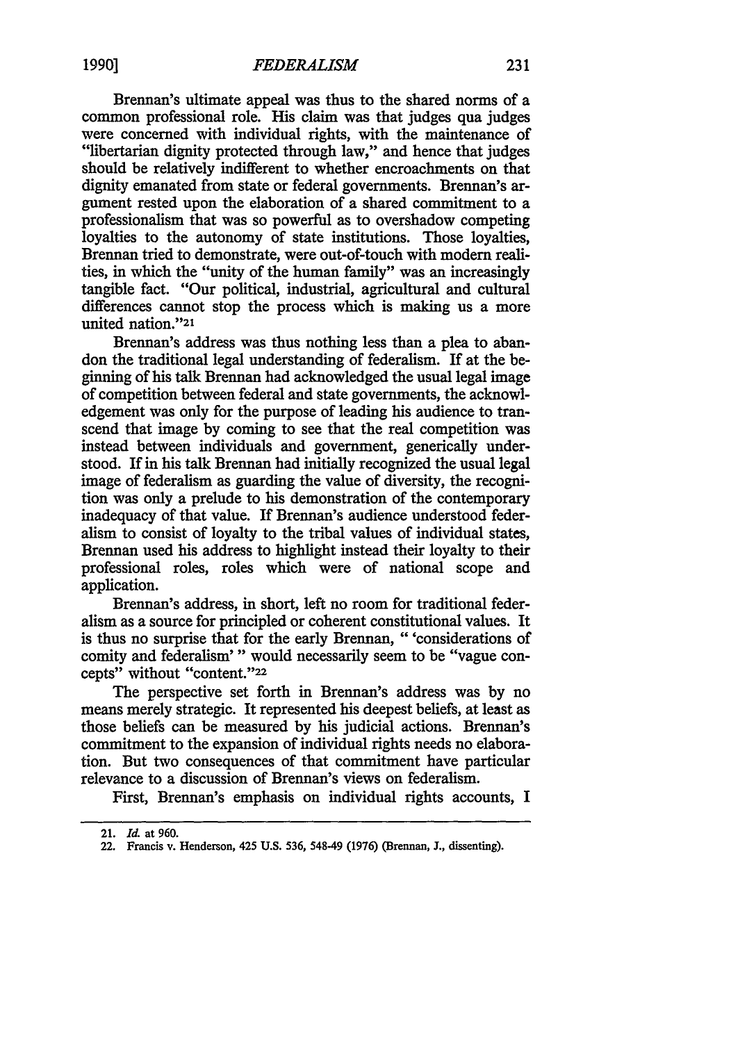Brennan's ultimate appeal was thus to the shared norms of a common professional role. His claim was that judges qua judges were concerned with individual rights, with the maintenance of "libertarian dignity protected through law," and hence that judges should be relatively indifferent to whether encroachments on that dignity emanated from state or federal governments. Brennan's argument rested upon the elaboration of a shared commitment to a professionalism that was so powerful as to overshadow competing loyalties to the autonomy of state institutions. Those loyalties, Brennan tried to demonstrate, were out-of-touch with modern realities, in which the "unity of the human family" was an increasingly tangible fact. "Our political, industrial, agricultural and cultural differences cannot stop the process which is making us a more united nation."[21]

Brennan's address was thus nothing less than a plea to abandon the traditional legal understanding of federalism. If at the beginning of his talk Brennan had acknowledged the usual legal image of competition between federal and state governments, the acknowledgement was only for the purpose of leading his audience to transcend that image by coming to see that the real competition was instead between individuals and government, generically understood. If in his talk Brennan had initially recognized the usual legal image of federalism as guarding the value of diversity, the recognition was only a prelude to his demonstration of the contemporary inadequacy of that value. If Brennan's audience understood federalism to consist of loyalty to the tribal values of individual states, Brennan used his address to highlight instead their loyalty to their professional roles, roles which were of national scope and application.

Brennan's address, in short, left no room for traditional federalism as a source for principled or coherent constitutional values. It is thus no surprise that for the early Brennan, " 'considerations of comity and federalism' " would necessarily seem to be "vague concepts" without "content."[22]

The perspective set forth in Brennan's address was by no means merely strategic. It represented his deepest beliefs, at least as those beliefs can be measured by his judicial actions. Brennan's commitment to the expansion of individual rights needs no elaboration. But two consequences of that commitment have particular relevance to a discussion of Brennan's views on federalism.

First, Brennan's emphasis on individual rights accounts, I

---

21. *Id.* at 960.

22. Francis v. Henderson, 425 U.S. 536, 548-49 (1976) (Brennan, J., dissenting).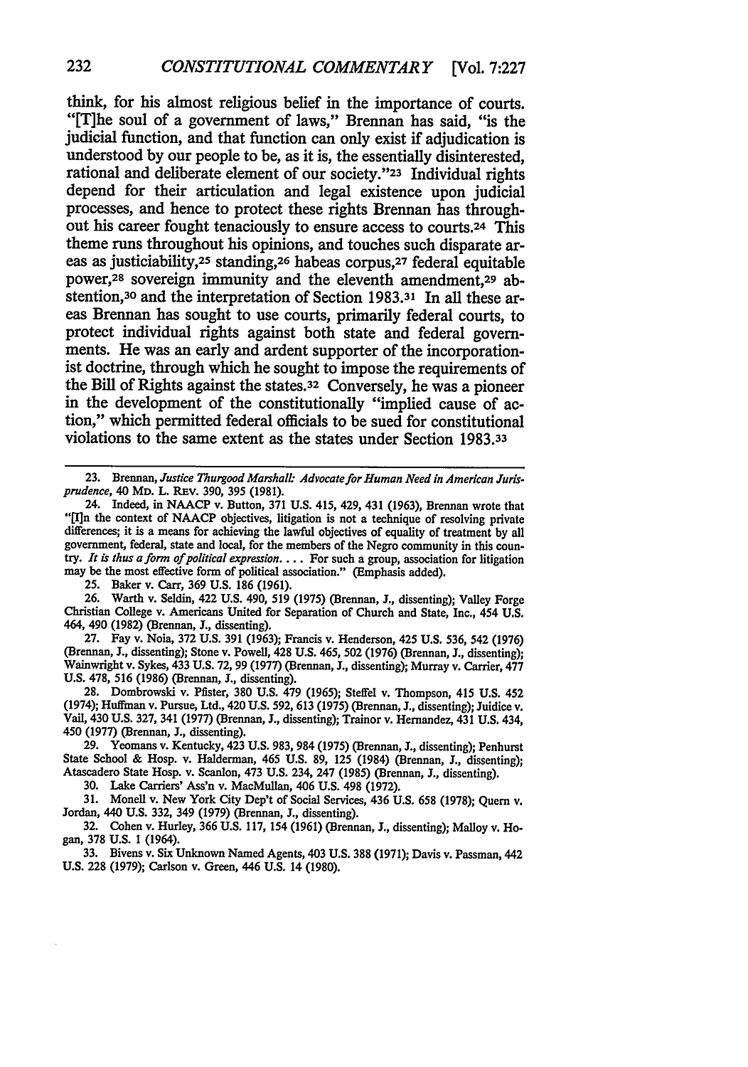think, for his almost religious belief in the importance of courts. "[T]he soul of a government of laws," Brennan has said, "is the judicial function, and that function can only exist if adjudication is understood by our people to be, as it is, the essentially disinterested, rational and deliberate element of our society."[23] Individual rights depend for their articulation and legal existence upon judicial processes, and hence to protect these rights Brennan has throughout his career fought tenaciously to ensure access to courts.[24] This theme runs throughout his opinions, and touches such disparate areas as justiciability,[25] standing,[26] habeas corpus,[27] federal equitable power,[28] sovereign immunity and the eleventh amendment,[29] abstention,[30] and the interpretation of Section 1983.[31] In all these areas Brennan has sought to use courts, primarily federal courts, to protect individual rights against both state and federal governments. He was an early and ardent supporter of the incorporationist doctrine, through which he sought to impose the requirements of the Bill of Rights against the states.[32] Conversely, he was a pioneer in the development of the constitutionally "implied cause of action," which permitted federal officials to be sued for constitutional violations to the same extent as the states under Section 1983.[33]

---

23. Brennan, *Justice Thurgood Marshall: Advocate for Human Need in American Jurisprudence*, 40 MD. L. REV. 390, 395 (1981).

24. Indeed, in NAACP v. Button, 371 U.S. 415, 429, 431 (1963), Brennan wrote that "[I]n the context of NAACP objectives, litigation is not a technique of resolving private differences; it is a means for achieving the lawful objectives of equality of treatment by all government, federal, state and local, for the members of the Negro community in this country. *It is thus a form of political expression*. . . . For such a group, association for litigation may be the most effective form of political association." (Emphasis added).

25. Baker v. Carr, 369 U.S. 186 (1961).

26. Warth v. Seldin, 422 U.S. 490, 519 (1975) (Brennan, J., dissenting); Valley Forge Christian College v. Americans United for Separation of Church and State, Inc., 454 U.S. 464, 490 (1982) (Brennan, J., dissenting).

27. Fay v. Noia, 372 U.S. 391 (1963); Francis v. Henderson, 425 U.S. 536, 542 (1976) (Brennan, J., dissenting); Stone v. Powell, 428 U.S. 465, 502 (1976) (Brennan, J., dissenting); Wainwright v. Sykes, 433 U.S. 72, 99 (1977) (Brennan, J., dissenting); Murray v. Carrier, 477 U.S. 478, 516 (1986) (Brennan, J., dissenting).

28. Dombrowski v. Pfister, 380 U.S. 479 (1965); Steffel v. Thompson, 415 U.S. 452 (1974); Huffman v. Pursue, Ltd., 420 U.S. 592, 613 (1975) (Brennan, J., dissenting); Juidice v. Vail, 430 U.S. 327, 341 (1977) (Brennan, J., dissenting); Trainor v. Hernandez, 431 U.S. 434, 450 (1977) (Brennan, J., dissenting).

29. Yeomans v. Kentucky, 423 U.S. 983, 984 (1975) (Brennan, J., dissenting); Penhurst State School & Hosp. v. Halderman, 465 U.S. 89, 125 (1984) (Brennan, J., dissenting); Atascadero State Hosp. v. Scanlon, 473 U.S. 234, 247 (1985) (Brennan, J., dissenting).

30. Lake Carriers' Ass'n v. MacMullan, 406 U.S. 498 (1972).

31. Monell v. New York City Dep't of Social Services, 436 U.S. 658 (1978); Quern v. Jordan, 440 U.S. 332, 349 (1979) (Brennan, J., dissenting).

32. Cohen v. Hurley, 366 U.S. 117, 154 (1961) (Brennan, J., dissenting); Malloy v. Hogan, 378 U.S. 1 (1964).

33. Bivens v. Six Unknown Named Agents, 403 U.S. 388 (1971); Davis v. Passman, 442 U.S. 228 (1979); Carlson v. Green, 446 U.S. 14 (1980).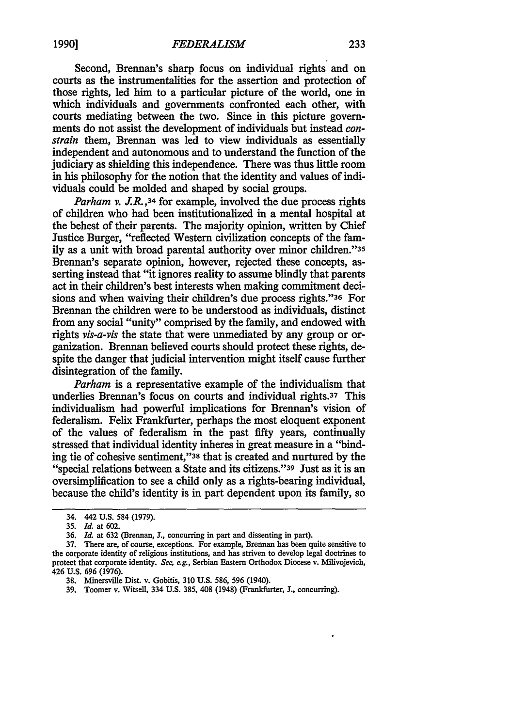Second, Brennan's sharp focus on individual rights and on courts as the instrumentalities for the assertion and protection of those rights, led him to a particular picture of the world, one in which individuals and governments confronted each other, with courts mediating between the two. Since in this picture governments do not assist the development of individuals but instead *constrain* them, Brennan was led to view individuals as essentially independent and autonomous and to understand the function of the judiciary as shielding this independence. There was thus little room in his philosophy for the notion that the identity and values of individuals could be molded and shaped by social groups.

*Parham v. J.R.*,[34] for example, involved the due process rights of children who had been institutionalized in a mental hospital at the behest of their parents. The majority opinion, written by Chief Justice Burger, "reflected Western civilization concepts of the family as a unit with broad parental authority over minor children."[35] Brennan's separate opinion, however, rejected these concepts, asserting instead that "it ignores reality to assume blindly that parents act in their children's best interests when making commitment decisions and when waiving their children's due process rights."[36] For Brennan the children were to be understood as individuals, distinct from any social "unity" comprised by the family, and endowed with rights *vis-a-vis* the state that were unmediated by any group or organization. Brennan believed courts should protect these rights, despite the danger that judicial intervention might itself cause further disintegration of the family.

*Parham* is a representative example of the individualism that underlies Brennan's focus on courts and individual rights.[37] This individualism had powerful implications for Brennan's vision of federalism. Felix Frankfurter, perhaps the most eloquent exponent of the values of federalism in the past fifty years, continually stressed that individual identity inheres in great measure in a "binding tie of cohesive sentiment,"[38] that is created and nurtured by the "special relations between a State and its citizens."[39] Just as it is an oversimplification to see a child only as a rights-bearing individual, because the child's identity is in part dependent upon its family, so

---

34. 442 U.S. 584 (1979).

35. *Id.* at 602.

36. *Id.* at 632 (Brennan, J., concurring in part and dissenting in part).

37. There are, of course, exceptions. For example, Brennan has been quite sensitive to the corporate identity of religious institutions, and has striven to develop legal doctrines to protect that corporate identity. *See, e.g.*, Serbian Eastern Orthodox Diocese v. Milivojevich, 426 U.S. 696 (1976).

38. Minersville Dist. v. Gobitis, 310 U.S. 586, 596 (1940).

39. Toomer v. Witsell, 334 U.S. 385, 408 (1948) (Frankfurter, J., concurring).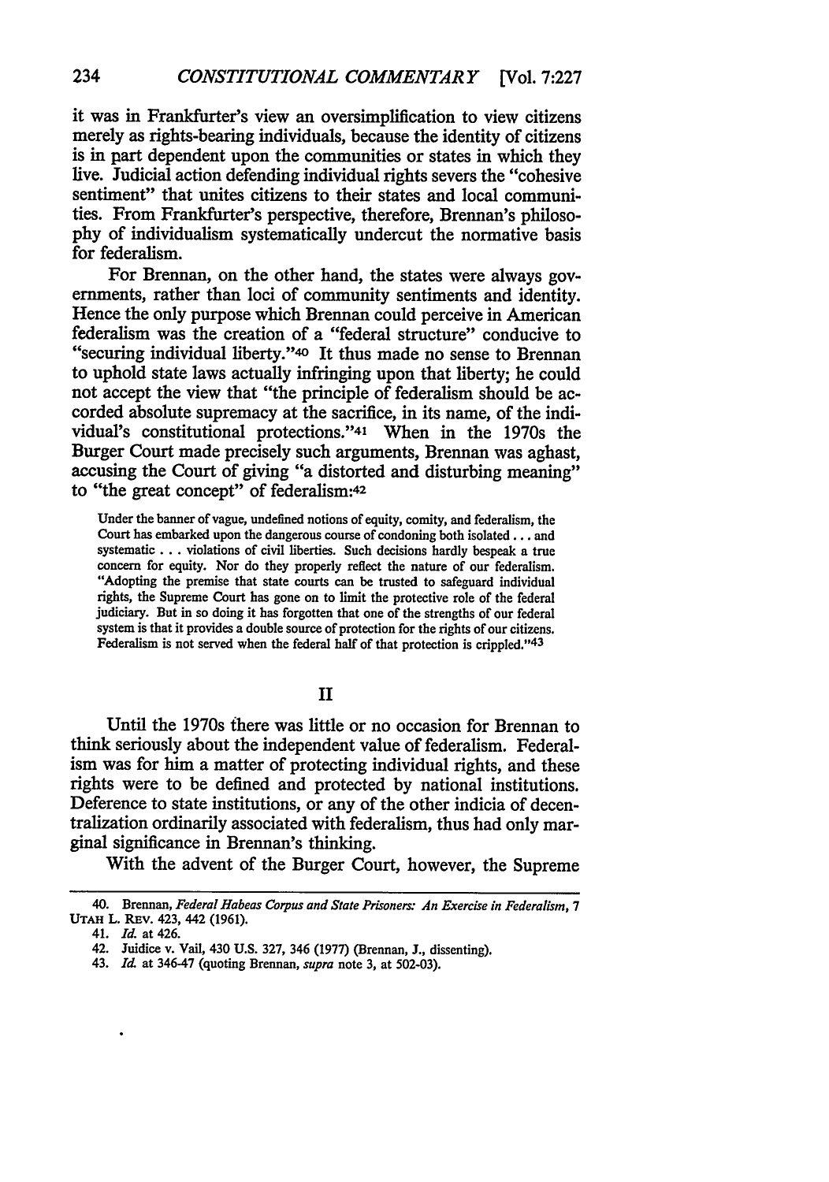it was in Frankfurter's view an oversimplification to view citizens merely as rights-bearing individuals, because the identity of citizens is in part dependent upon the communities or states in which they live. Judicial action defending individual rights severs the "cohesive sentiment" that unites citizens to their states and local communities. From Frankfurter's perspective, therefore, Brennan's philosophy of individualism systematically undercut the normative basis for federalism.

For Brennan, on the other hand, the states were always governments, rather than loci of community sentiments and identity. Hence the only purpose which Brennan could perceive in American federalism was the creation of a "federal structure" conducive to "securing individual liberty."[40] It thus made no sense to Brennan to uphold state laws actually infringing upon that liberty; he could not accept the view that "the principle of federalism should be accorded absolute supremacy at the sacrifice, in its name, of the individual's constitutional protections."[41] When in the 1970s the Burger Court made precisely such arguments, Brennan was aghast, accusing the Court of giving "a distorted and disturbing meaning" to "the great concept" of federalism:[42]

> Under the banner of vague, undefined notions of equity, comity, and federalism, the Court has embarked upon the dangerous course of condoning both isolated . . . and systematic . . . violations of civil liberties. Such decisions hardly bespeak a true concern for equity. Nor do they properly reflect the nature of our federalism. "Adopting the premise that state courts can be trusted to safeguard individual rights, the Supreme Court has gone on to limit the protective role of the federal judiciary. But in so doing it has forgotten that one of the strengths of our federal system is that it provides a double source of protection for the rights of our citizens. Federalism is not served when the federal half of that protection is crippled."[43]

## II

Until the 1970s there was little or no occasion for Brennan to think seriously about the independent value of federalism. Federalism was for him a matter of protecting individual rights, and these rights were to be defined and protected by national institutions. Deference to state institutions, or any of the other indicia of decentralization ordinarily associated with federalism, thus had only marginal significance in Brennan's thinking.

With the advent of the Burger Court, however, the Supreme

---

40. Brennan, *Federal Habeas Corpus and State Prisoners: An Exercise in Federalism*, 7 UTAH L. REV. 423, 442 (1961).

41. *Id.* at 426.

42. Juidice v. Vail, 430 U.S. 327, 346 (1977) (Brennan, J., dissenting).

43. *Id.* at 346-47 (quoting Brennan, *supra* note 3, at 502-03).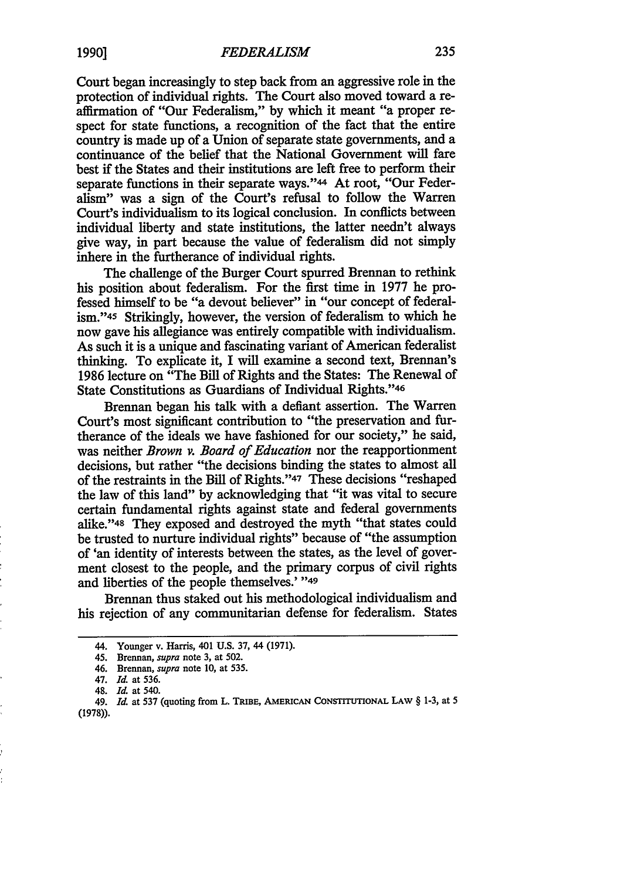Court began increasingly to step back from an aggressive role in the protection of individual rights. The Court also moved toward a reaffirmation of "Our Federalism," by which it meant "a proper respect for state functions, a recognition of the fact that the entire country is made up of a Union of separate state governments, and a continuance of the belief that the National Government will fare best if the States and their institutions are left free to perform their separate functions in their separate ways."[44] At root, "Our Federalism" was a sign of the Court's refusal to follow the Warren Court's individualism to its logical conclusion. In conflicts between individual liberty and state institutions, the latter needn't always give way, in part because the value of federalism did not simply inhere in the furtherance of individual rights.

The challenge of the Burger Court spurred Brennan to rethink his position about federalism. For the first time in 1977 he professed himself to be "a devout believer" in "our concept of federalism."[45] Strikingly, however, the version of federalism to which he now gave his allegiance was entirely compatible with individualism. As such it is a unique and fascinating variant of American federalist thinking. To explicate it, I will examine a second text, Brennan's 1986 lecture on "The Bill of Rights and the States: The Renewal of State Constitutions as Guardians of Individual Rights."[46]

Brennan began his talk with a defiant assertion. The Warren Court's most significant contribution to "the preservation and furtherance of the ideals we have fashioned for our society," he said, was neither *Brown v. Board of Education* nor the reapportionment decisions, but rather "the decisions binding the states to almost all of the restraints in the Bill of Rights."[47] These decisions "reshaped the law of this land" by acknowledging that "it was vital to secure certain fundamental rights against state and federal governments alike."[48] They exposed and destroyed the myth "that states could be trusted to nurture individual rights" because of "the assumption of 'an identity of interests between the states, as the level of goverment closest to the people, and the primary corpus of civil rights and liberties of the people themselves.' "[49]

Brennan thus staked out his methodological individualism and his rejection of any communitarian defense for federalism. States

---

44. Younger v. Harris, 401 U.S. 37, 44 (1971).

45. Brennan, *supra* note 3, at 502.

46. Brennan, *supra* note 10, at 535.

47. *Id.* at 536.

48. *Id.* at 540.

49. *Id.* at 537 (quoting from L. TRIBE, AMERICAN CONSTITUTIONAL LAW § 1-3, at 5 (1978)).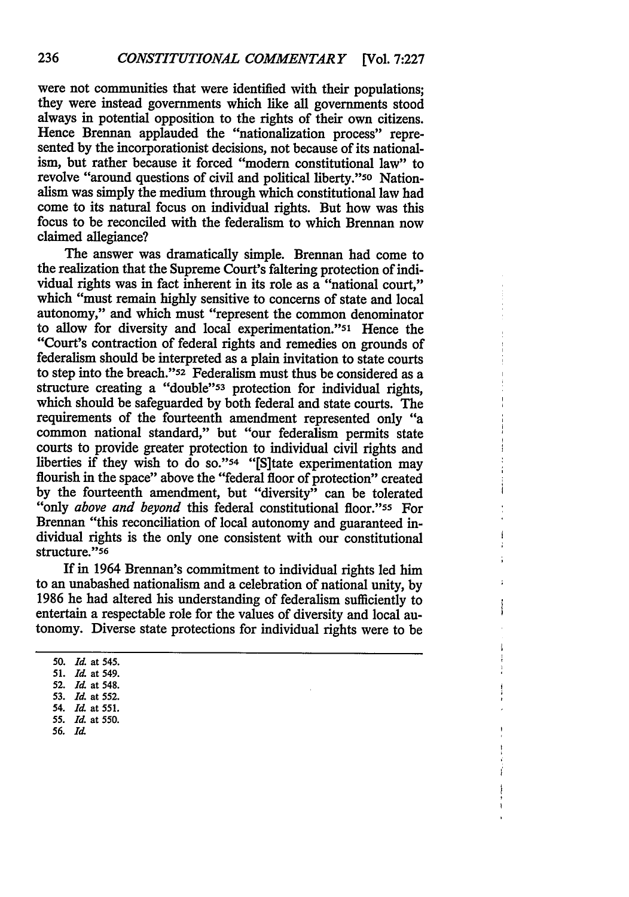were not communities that were identified with their populations; they were instead governments which like all governments stood always in potential opposition to the rights of their own citizens. Hence Brennan applauded the "nationalization process" represented by the incorporationist decisions, not because of its nationalism, but rather because it forced "modern constitutional law" to revolve "around questions of civil and political liberty."[50] Nationalism was simply the medium through which constitutional law had come to its natural focus on individual rights. But how was this focus to be reconciled with the federalism to which Brennan now claimed allegiance?

The answer was dramatically simple. Brennan had come to the realization that the Supreme Court's faltering protection of individual rights was in fact inherent in its role as a "national court," which "must remain highly sensitive to concerns of state and local autonomy," and which must "represent the common denominator to allow for diversity and local experimentation."[51] Hence the "Court's contraction of federal rights and remedies on grounds of federalism should be interpreted as a plain invitation to state courts to step into the breach."[52] Federalism must thus be considered as a structure creating a "double"[53] protection for individual rights, which should be safeguarded by both federal and state courts. The requirements of the fourteenth amendment represented only "a common national standard," but "our federalism permits state courts to provide greater protection to individual civil rights and liberties if they wish to do so."[54] "[S]tate experimentation may flourish in the space" above the "federal floor of protection" created by the fourteenth amendment, but "diversity" can be tolerated "only *above and beyond* this federal constitutional floor."[55] For Brennan "this reconciliation of local autonomy and guaranteed individual rights is the only one consistent with our constitutional structure."[56]

If in 1964 Brennan's commitment to individual rights led him to an unabashed nationalism and a celebration of national unity, by 1986 he had altered his understanding of federalism sufficiently to entertain a respectable role for the values of diversity and local autonomy. Diverse state protections for individual rights were to be

50. *Id.* at 545.
51. *Id.* at 549.
52. *Id.* at 548.
53. *Id.* at 552.
54. *Id.* at 551.
55. *Id.* at 550.
56. *Id.*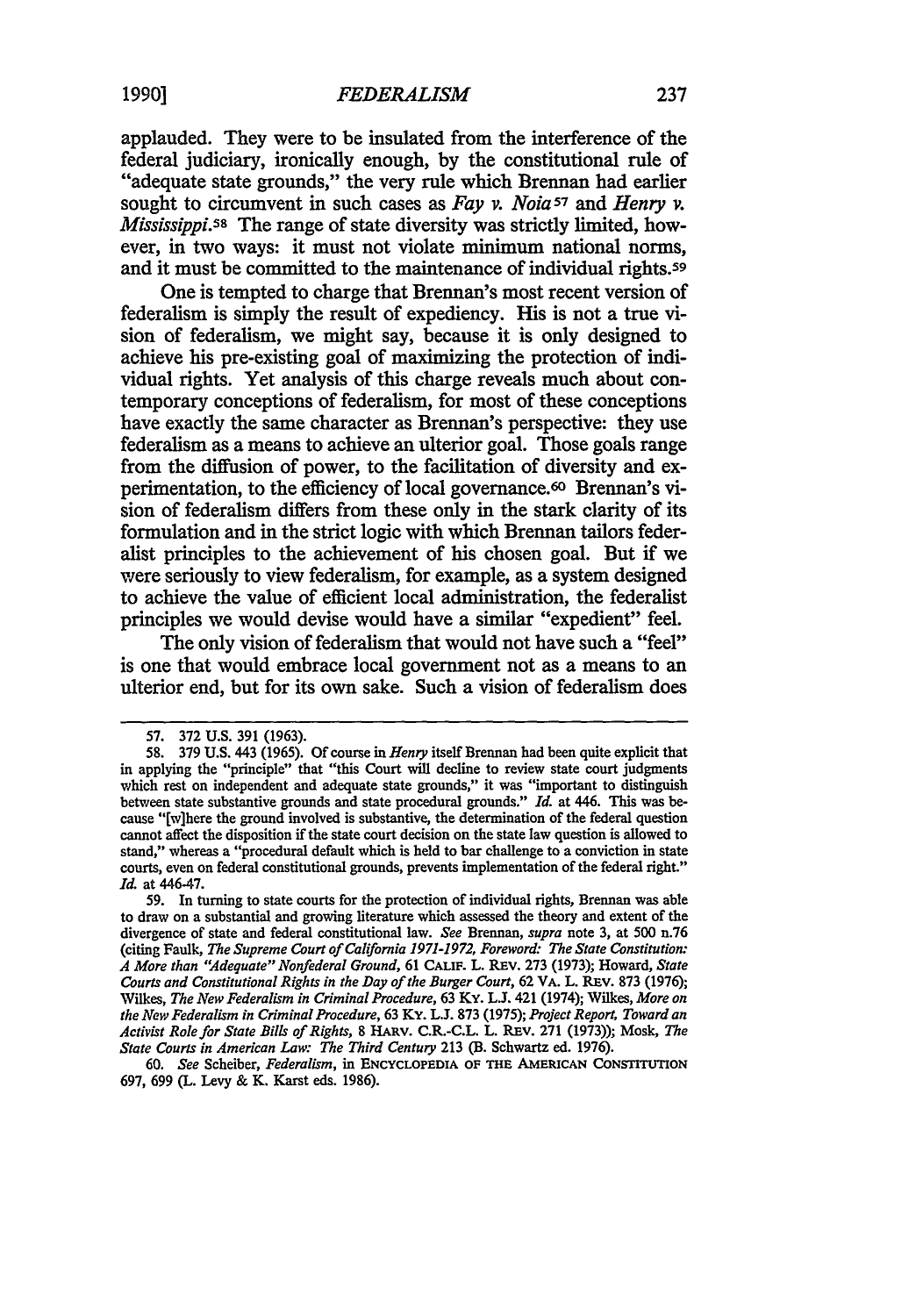applauded. They were to be insulated from the interference of the federal judiciary, ironically enough, by the constitutional rule of "adequate state grounds," the very rule which Brennan had earlier sought to circumvent in such cases as *Fay v. Noia*[57] and *Henry v. Mississippi*.[58] The range of state diversity was strictly limited, however, in two ways: it must not violate minimum national norms, and it must be committed to the maintenance of individual rights.[59]

One is tempted to charge that Brennan's most recent version of federalism is simply the result of expediency. His is not a true vision of federalism, we might say, because it is only designed to achieve his pre-existing goal of maximizing the protection of individual rights. Yet analysis of this charge reveals much about contemporary conceptions of federalism, for most of these conceptions have exactly the same character as Brennan's perspective: they use federalism as a means to achieve an ulterior goal. Those goals range from the diffusion of power, to the facilitation of diversity and experimentation, to the efficiency of local governance.[60] Brennan's vision of federalism differs from these only in the stark clarity of its formulation and in the strict logic with which Brennan tailors federalist principles to the achievement of his chosen goal. But if we were seriously to view federalism, for example, as a system designed to achieve the value of efficient local administration, the federalist principles we would devise would have a similar "expedient" feel.

The only vision of federalism that would not have such a "feel" is one that would embrace local government not as a means to an ulterior end, but for its own sake. Such a vision of federalism does

---

57. 372 U.S. 391 (1963).

58. 379 U.S. 443 (1965). Of course in *Henry* itself Brennan had been quite explicit that in applying the "principle" that "this Court will decline to review state court judgments which rest on independent and adequate state grounds," it was "important to distinguish between state substantive grounds and state procedural grounds." *Id.* at 446. This was because "[w]here the ground involved is substantive, the determination of the federal question cannot affect the disposition if the state court decision on the state law question is allowed to stand," whereas a "procedural default which is held to bar challenge to a conviction in state courts, even on federal constitutional grounds, prevents implementation of the federal right." *Id.* at 446-47.

59. In turning to state courts for the protection of individual rights, Brennan was able to draw on a substantial and growing literature which assessed the theory and extent of the divergence of state and federal constitutional law. *See* Brennan, *supra* note 3, at 500 n.76 (citing Faulk, *The Supreme Court of California 1971-1972, Foreword: The State Constitution: A More than "Adequate" Nonfederal Ground*, 61 CALIF. L. REV. 273 (1973); Howard, *State Courts and Constitutional Rights in the Day of the Burger Court*, 62 VA. L. REV. 873 (1976); Wilkes, *The New Federalism in Criminal Procedure*, 63 KY. L.J. 421 (1974); Wilkes, *More on the New Federalism in Criminal Procedure*, 63 KY. L.J. 873 (1975); *Project Report, Toward an Activist Role for State Bills of Rights*, 8 HARV. C.R.-C.L. L. REV. 271 (1973)); Mosk, *The State Courts in American Law: The Third Century* 213 (B. Schwartz ed. 1976).

60. *See* Scheiber, *Federalism*, in ENCYCLOPEDIA OF THE AMERICAN CONSTITUTION 697, 699 (L. Levy & K. Karst eds. 1986).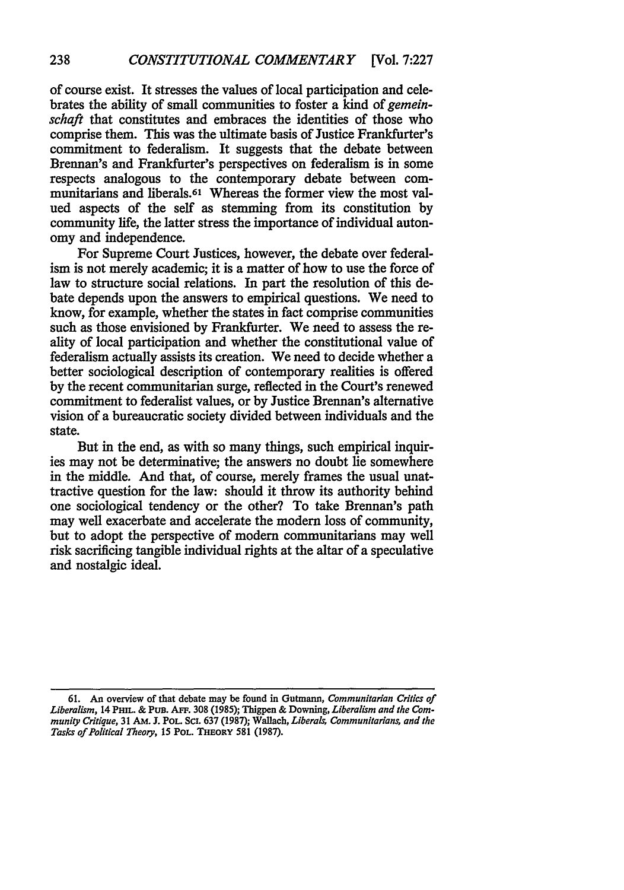of course exist. It stresses the values of local participation and celebrates the ability of small communities to foster a kind of *gemeinschaft* that constitutes and embraces the identities of those who comprise them. This was the ultimate basis of Justice Frankfurter's commitment to federalism. It suggests that the debate between Brennan's and Frankfurter's perspectives on federalism is in some respects analogous to the contemporary debate between communitarians and liberals.[61] Whereas the former view the most valued aspects of the self as stemming from its constitution by community life, the latter stress the importance of individual autonomy and independence.

For Supreme Court Justices, however, the debate over federalism is not merely academic; it is a matter of how to use the force of law to structure social relations. In part the resolution of this debate depends upon the answers to empirical questions. We need to know, for example, whether the states in fact comprise communities such as those envisioned by Frankfurter. We need to assess the reality of local participation and whether the constitutional value of federalism actually assists its creation. We need to decide whether a better sociological description of contemporary realities is offered by the recent communitarian surge, reflected in the Court's renewed commitment to federalist values, or by Justice Brennan's alternative vision of a bureaucratic society divided between individuals and the state.

But in the end, as with so many things, such empirical inquiries may not be determinative; the answers no doubt lie somewhere in the middle. And that, of course, merely frames the usual unattractive question for the law: should it throw its authority behind one sociological tendency or the other? To take Brennan's path may well exacerbate and accelerate the modern loss of community, but to adopt the perspective of modern communitarians may well risk sacrificing tangible individual rights at the altar of a speculative and nostalgic ideal.

---

61. An overview of that debate may be found in Gutmann, *Communitarian Critics of Liberalism*, 14 PHIL. & PUB. AFF. 308 (1985); Thigpen & Downing, *Liberalism and the Community Critique*, 31 AM. J. POL. SCI. 637 (1987); Wallach, *Liberals, Communitarians, and the Tasks of Political Theory*, 15 POL. THEORY 581 (1987).